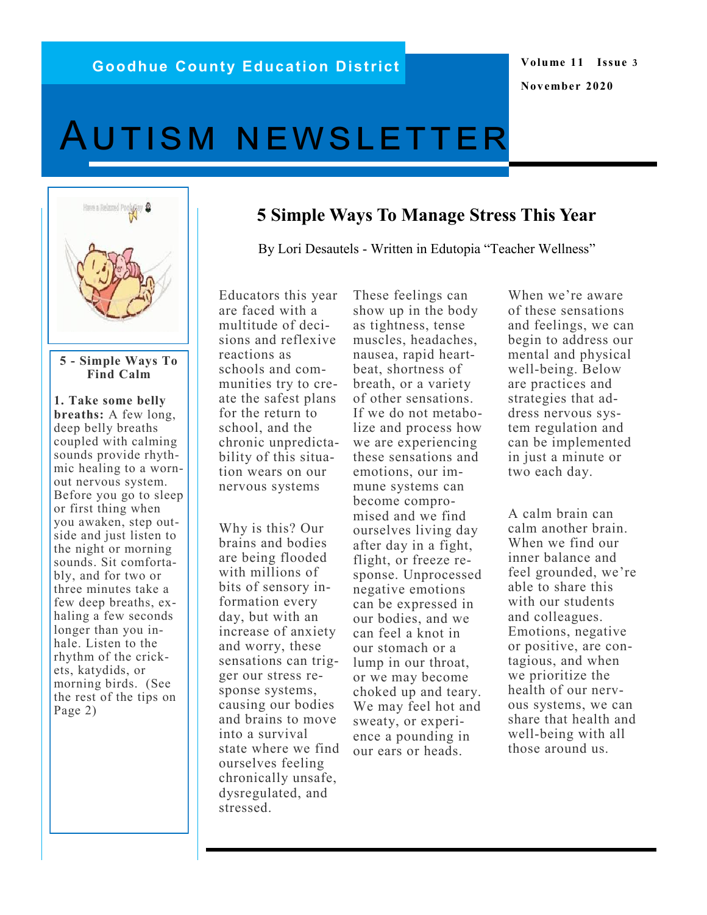Goodhue County Education District

Volume 11 Issue 3

November 2020

# AUTISM NEWSLETTER

## 5 Simple Ways To Manage Stress This Year

By Lori Desautels - Written in Edutopia "Teacher Wellness"

Educators this year are faced with a multitude of decisions and reflexive reactions as schools and communities try to create the safest plans for the return to school, and the chronic unpredictability of this situation wears on our nervous systems

Why is this? Our brains and bodies are being flooded with millions of bits of sensory information every day, but with an increase of anxiety and worry, these sensations can trigger our stress response systems, causing our bodies and brains to move into a survival state where we find ourselves feeling chronically unsafe, dysregulated, and stressed.

These feelings can show up in the body as tightness, tense muscles, headaches, nausea, rapid heartbeat, shortness of breath, or a variety of other sensations. If we do not metabolize and process how we are experiencing these sensations and emotions, our immune systems can become compromised and we find ourselves living day after day in a fight, flight, or freeze response. Unprocessed negative emotions can be expressed in our bodies, and we can feel a knot in our stomach or a lump in our throat, or we may become choked up and teary. We may feel hot and sweaty, or experience a pounding in our ears or heads.

When we're aware of these sensations and feelings, we can begin to address our mental and physical well-being. Below are practices and strategies that address nervous system regulation and can be implemented in just a minute or two each day.

A calm brain can calm another brain. When we find our inner balance and feel grounded, we're able to share this with our students and colleagues. Emotions, negative or positive, are contagious, and when we prioritize the health of our nervous systems, we can share that health and well-being with all those around us.

### 5 - Simple Ways To Find Calm

**1. Take some belly breaths:** A few long, deep belly breaths coupled with calming sounds provide rhythmic healing to a worn-out nervous system. Before you go to sleep or first thing when you awaken, step outside and just listen to the night or morning sounds. Sit comfortably, and for two or three minutes take a few deep breaths, exhaling a few seconds longer than you inhale. Listen to the rhythm of the crickets, katydids, or morning birds. (See the rest of the tips on Page 2)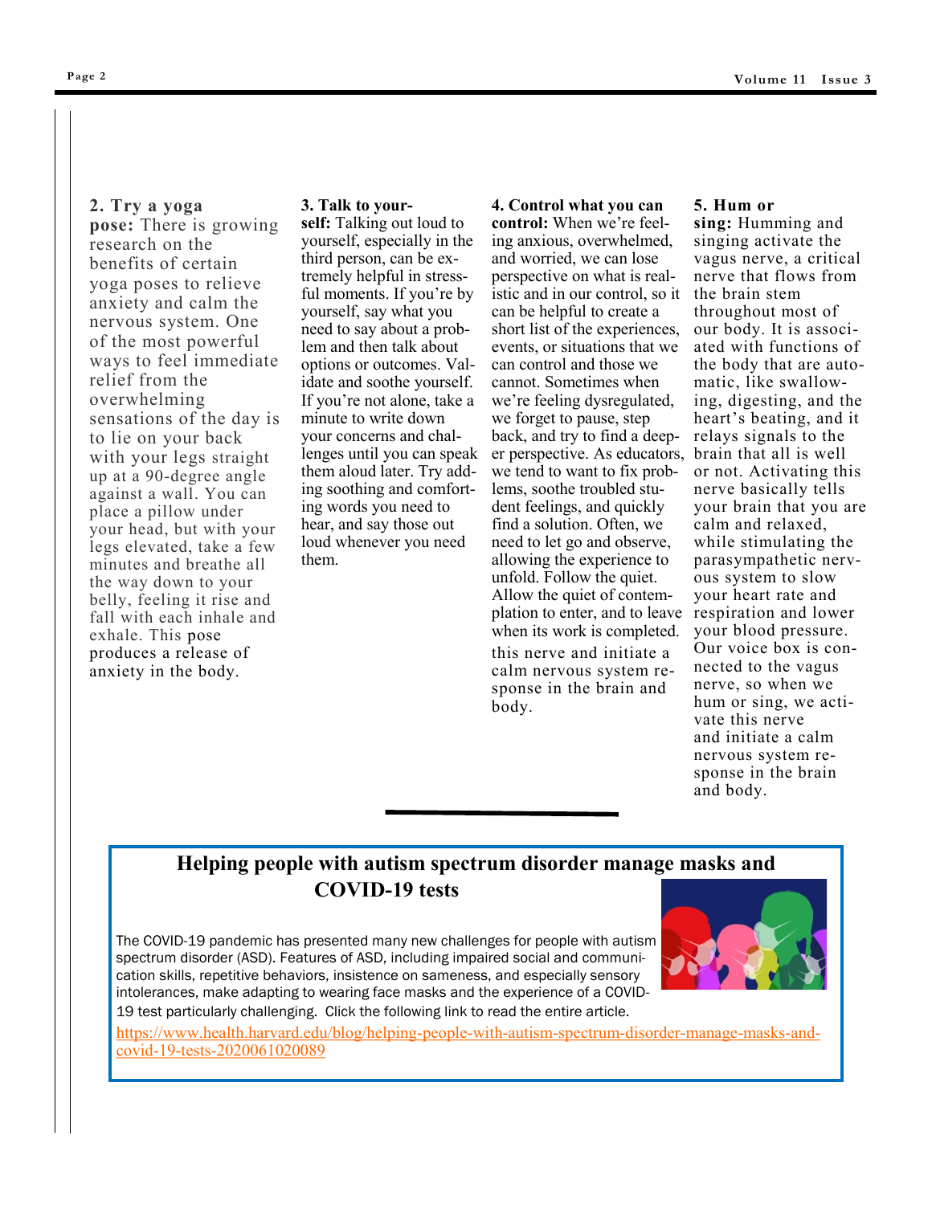**2. Try a yoga pose:** There is growing research on the benefits of certain yoga poses to relieve anxiety and calm the nervous system. One of the most powerful ways to feel immediate relief from the overwhelming sensations of the day is to lie on your back with your legs straight up at a 90-degree angle against a wall. You can place a pillow under your head, but with your legs elevated, take a few minutes and breathe all the way down to your belly, feeling it rise and fall with each inhale and exhale. This pose produces a release of anxiety in the body.

**3. Talk to yourself:** Talking out loud to yourself, especially in the third person, can be extremely helpful in stressful moments. If you're by yourself, say what you need to say about a problem and then talk about options or outcomes. Validate and soothe yourself. If you're not alone, take a minute to write down your concerns and challenges until you can speak them aloud later. Try adding soothing and comforting words you need to hear, and say those out loud whenever you need them.

**4. Control what you can control:** When we're feeling anxious, overwhelmed, and worried, we can lose perspective on what is realistic and in our control, so it can be helpful to create a short list of the experiences, events, or situations that we can control and those we cannot. Sometimes when we're feeling dysregulated, we forget to pause, step back, and try to find a deeper perspective. As educators, we tend to want to fix problems, soothe troubled student feelings, and quickly find a solution. Often, we need to let go and observe, allowing the experience to unfold. Follow the quiet. Allow the quiet of contemplation to enter, and to leave when its work is completed. this nerve and initiate a calm nervous system response in the brain and body.

**5. Hum or sing:** Humming and singing activate the vagus nerve, a critical nerve that flows from the brain stem throughout most of our body. It is associated with functions of the body that are automatic, like swallowing, digesting, and the heart's beating, and it relays signals to the brain that all is well or not. Activating this nerve basically tells your brain that you are calm and relaxed, while stimulating the parasympathetic nervous system to slow your heart rate and respiration and lower your blood pressure. Our voice box is connected to the vagus nerve, so when we hum or sing, we activate this nerve and initiate a calm nervous system response in the brain and body.

---

## Helping people with autism spectrum disorder manage masks and COVID-19 tests

The COVID-19 pandemic has presented many new challenges for people with autism spectrum disorder (ASD). Features of ASD, including impaired social and communication skills, repetitive behaviors, insistence on sameness, and especially sensory intolerances, make adapting to wearing face masks and the experience of a COVID-19 test particularly challenging. Click the following link to read the entire article.

https://www.health.harvard.edu/blog/helping-people-with-autism-spectrum-disorder-manage-masks-and-covid-19-tests-2020061020089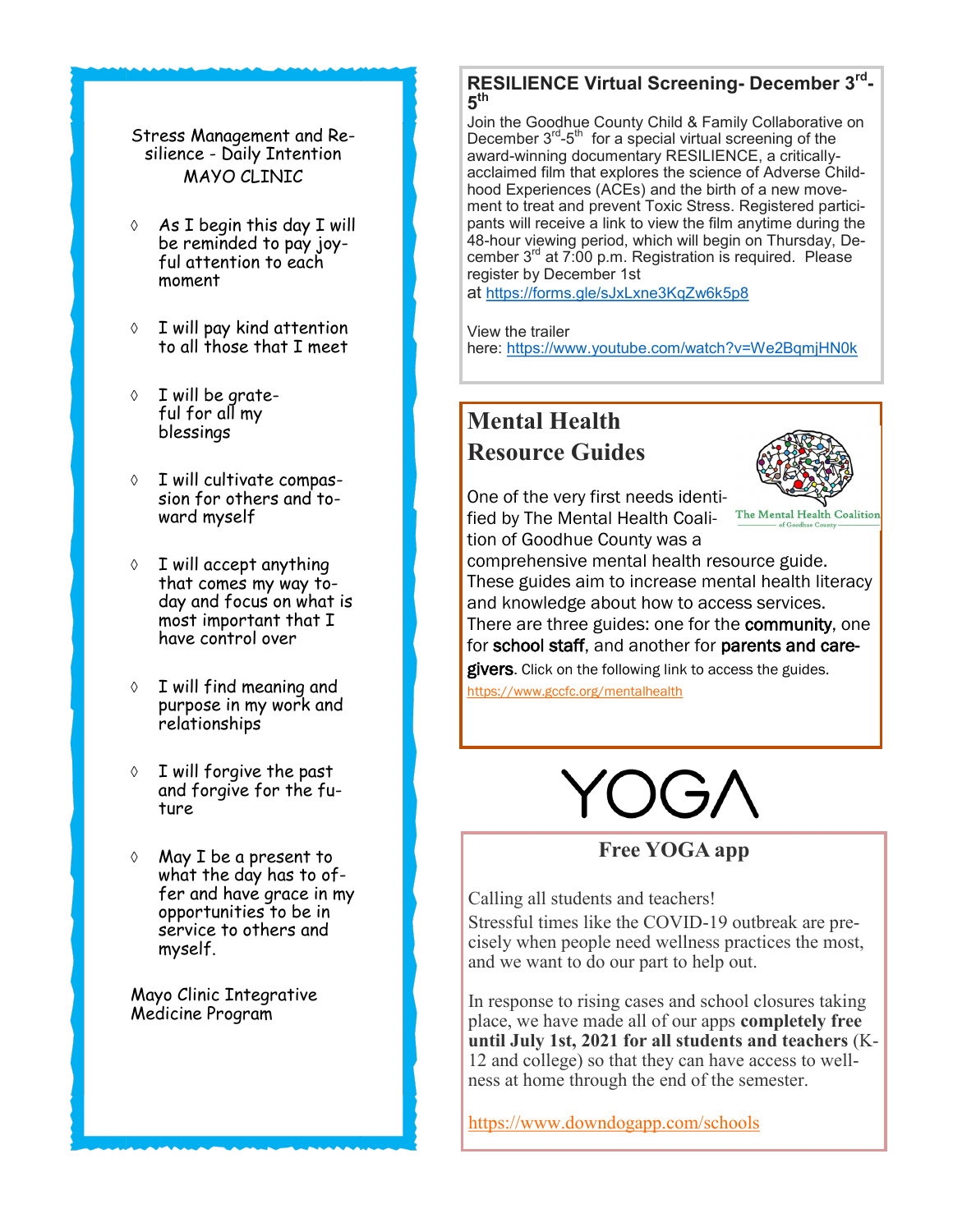Stress Management and Resilience - Daily Intention
MAYO CLINIC

- As I begin this day I will be reminded to pay joyful attention to each moment
- I will pay kind attention to all those that I meet
- I will be grateful for all my blessings
- I will cultivate compassion for others and toward myself
- I will accept anything that comes my way today and focus on what is most important that I have control over
- I will find meaning and purpose in my work and relationships
- I will forgive the past and forgive for the future
- May I be a present to what the day has to offer and have grace in my opportunities to be in service to others and myself.

Mayo Clinic Integrative Medicine Program

## RESILIENCE Virtual Screening- December 3rd-5th

Join the Goodhue County Child & Family Collaborative on December 3rd-5th for a special virtual screening of the award-winning documentary RESILIENCE, a critically-acclaimed film that explores the science of Adverse Childhood Experiences (ACEs) and the birth of a new movement to treat and prevent Toxic Stress. Registered participants will receive a link to view the film anytime during the 48-hour viewing period, which will begin on Thursday, December 3rd at 7:00 p.m. Registration is required. Please register by December 1st at https://forms.gle/sJxLxne3KqZw6k5p8

View the trailer here: https://www.youtube.com/watch?v=We2BqmjHN0k

## Mental Health Resource Guides

The Mental Health Coalition of Goodhue County

One of the very first needs identified by The Mental Health Coalition of Goodhue County was a comprehensive mental health resource guide. These guides aim to increase mental health literacy and knowledge about how to access services. There are three guides: one for the **community**, one for **school staff**, and another for **parents and caregivers**. Click on the following link to access the guides. https://www.gccfc.org/mentalhealth

# YOGA

## Free YOGA app

Calling all students and teachers!
Stressful times like the COVID-19 outbreak are precisely when people need wellness practices the most, and we want to do our part to help out.

In response to rising cases and school closures taking place, we have made all of our apps **completely free until July 1st, 2021 for all students and teachers** (K-12 and college) so that they can have access to wellness at home through the end of the semester.

https://www.downdogapp.com/schools